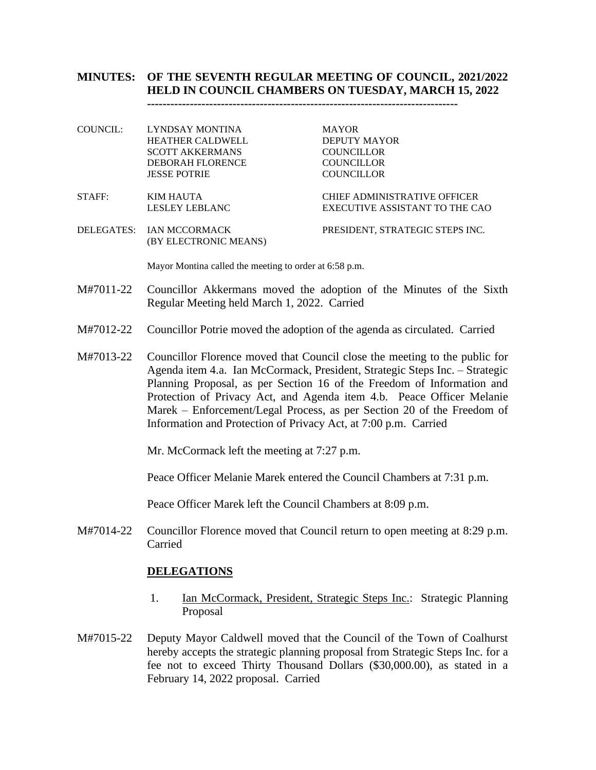# MINUTES: OF THE SEVENTH REGULAR MEETING OF COUNCIL, 2021/2022 HELD IN COUNCIL CHAMBERS ON TUESDAY, MARCH 15, 2022

---

| | | |
|---|---|---|
| COUNCIL: | LYNDSAY MONTINA | MAYOR |
| | HEATHER CALDWELL | DEPUTY MAYOR |
| | SCOTT AKKERMANS | COUNCILLOR |
| | DEBORAH FLORENCE | COUNCILLOR |
| | JESSE POTRIE | COUNCILLOR |
| STAFF: | KIM HAUTA | CHIEF ADMINISTRATIVE OFFICER |
| | LESLEY LEBLANC | EXECUTIVE ASSISTANT TO THE CAO |
| DELEGATES: | IAN MCCORMACK (BY ELECTRONIC MEANS) | PRESIDENT, STRATEGIC STEPS INC. |

Mayor Montina called the meeting to order at 6:58 p.m.

M#7011-22 Councillor Akkermans moved the adoption of the Minutes of the Sixth Regular Meeting held March 1, 2022. Carried

M#7012-22 Councillor Potrie moved the adoption of the agenda as circulated. Carried

M#7013-22 Councillor Florence moved that Council close the meeting to the public for Agenda item 4.a. Ian McCormack, President, Strategic Steps Inc. – Strategic Planning Proposal, as per Section 16 of the Freedom of Information and Protection of Privacy Act, and Agenda item 4.b. Peace Officer Melanie Marek – Enforcement/Legal Process, as per Section 20 of the Freedom of Information and Protection of Privacy Act, at 7:00 p.m. Carried

Mr. McCormack left the meeting at 7:27 p.m.

Peace Officer Melanie Marek entered the Council Chambers at 7:31 p.m.

Peace Officer Marek left the Council Chambers at 8:09 p.m.

M#7014-22 Councillor Florence moved that Council return to open meeting at 8:29 p.m. Carried

## DELEGATIONS

1. Ian McCormack, President, Strategic Steps Inc.: Strategic Planning Proposal

M#7015-22 Deputy Mayor Caldwell moved that the Council of the Town of Coalhurst hereby accepts the strategic planning proposal from Strategic Steps Inc. for a fee not to exceed Thirty Thousand Dollars ($30,000.00), as stated in a February 14, 2022 proposal. Carried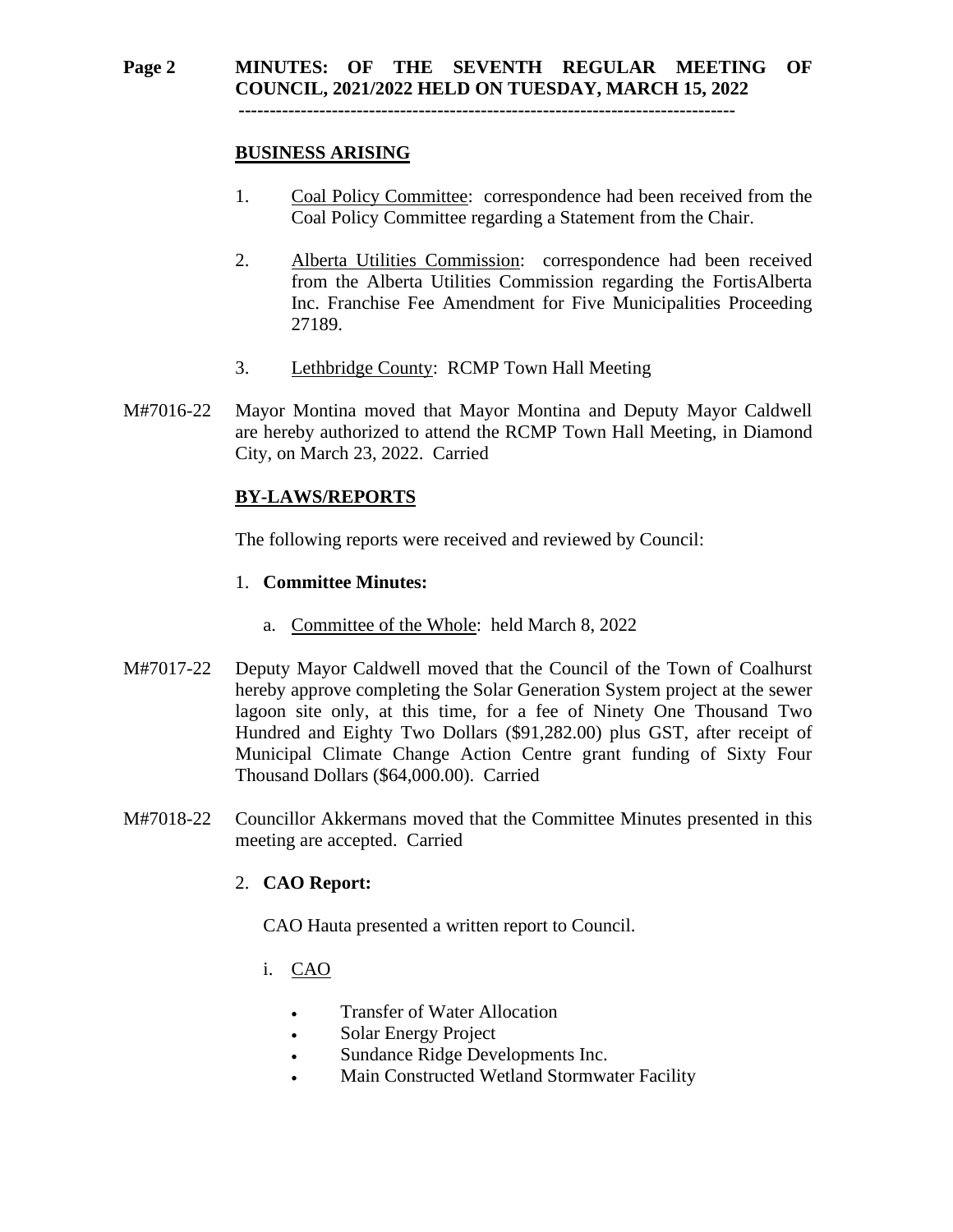## BUSINESS ARISING

1. Coal Policy Committee: correspondence had been received from the Coal Policy Committee regarding a Statement from the Chair.

2. Alberta Utilities Commission: correspondence had been received from the Alberta Utilities Commission regarding the FortisAlberta Inc. Franchise Fee Amendment for Five Municipalities Proceeding 27189.

3. Lethbridge County: RCMP Town Hall Meeting

M#7016-22 Mayor Montina moved that Mayor Montina and Deputy Mayor Caldwell are hereby authorized to attend the RCMP Town Hall Meeting, in Diamond City, on March 23, 2022. Carried

## BY-LAWS/REPORTS

The following reports were received and reviewed by Council:

1. **Committee Minutes:**

   a. Committee of the Whole: held March 8, 2022

M#7017-22 Deputy Mayor Caldwell moved that the Council of the Town of Coalhurst hereby approve completing the Solar Generation System project at the sewer lagoon site only, at this time, for a fee of Ninety One Thousand Two Hundred and Eighty Two Dollars ($91,282.00) plus GST, after receipt of Municipal Climate Change Action Centre grant funding of Sixty Four Thousand Dollars ($64,000.00). Carried

M#7018-22 Councillor Akkermans moved that the Committee Minutes presented in this meeting are accepted. Carried

2. **CAO Report:**

   CAO Hauta presented a written report to Council.

   i. CAO

   - Transfer of Water Allocation
   - Solar Energy Project
   - Sundance Ridge Developments Inc.
   - Main Constructed Wetland Stormwater Facility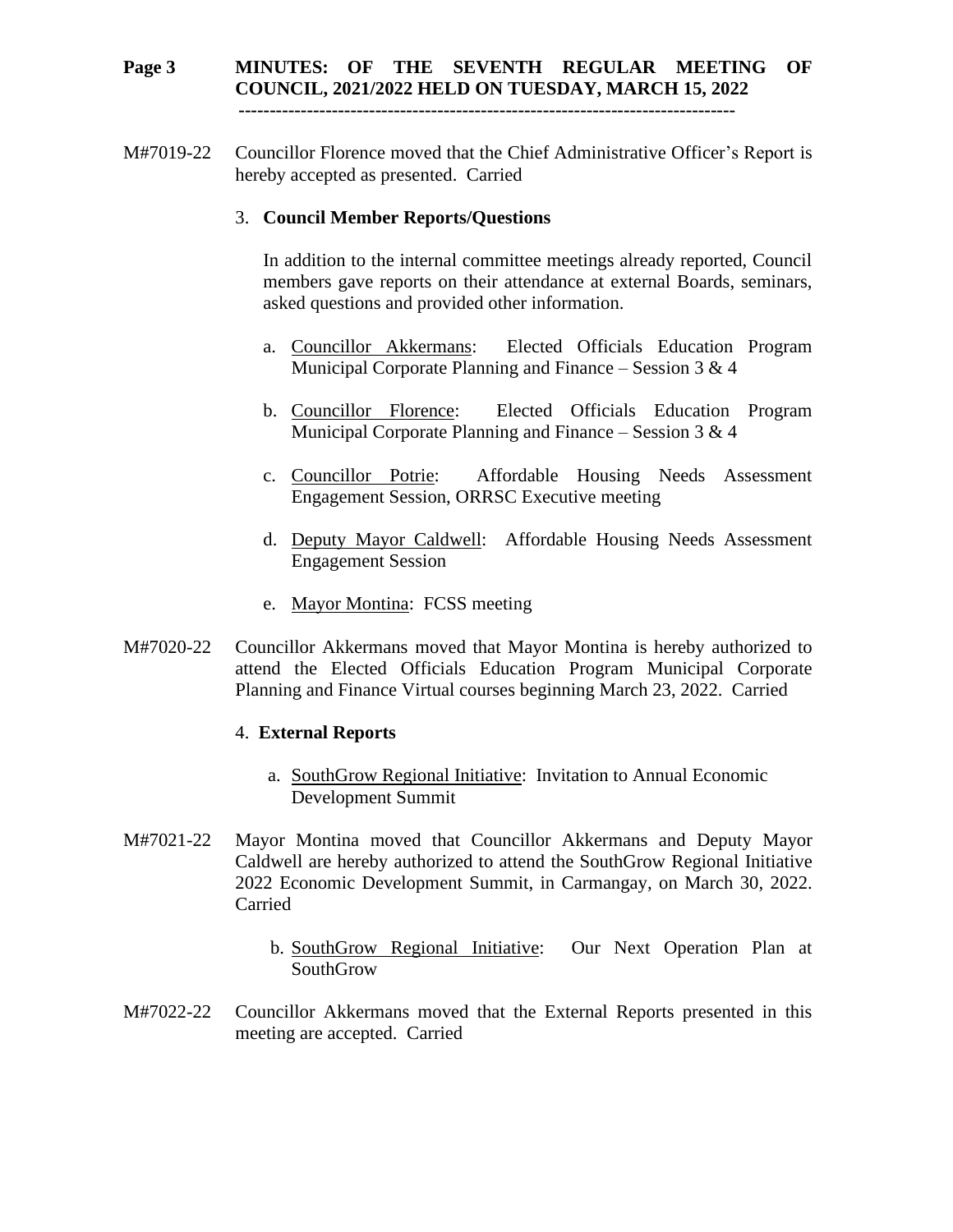M#7019-22 Councillor Florence moved that the Chief Administrative Officer's Report is hereby accepted as presented. Carried

### 3. **Council Member Reports/Questions**

In addition to the internal committee meetings already reported, Council members gave reports on their attendance at external Boards, seminars, asked questions and provided other information.

a. Councillor Akkermans: Elected Officials Education Program Municipal Corporate Planning and Finance – Session 3 & 4

b. Councillor Florence: Elected Officials Education Program Municipal Corporate Planning and Finance – Session 3 & 4

c. Councillor Potrie: Affordable Housing Needs Assessment Engagement Session, ORRSC Executive meeting

d. Deputy Mayor Caldwell: Affordable Housing Needs Assessment Engagement Session

e. Mayor Montina: FCSS meeting

M#7020-22 Councillor Akkermans moved that Mayor Montina is hereby authorized to attend the Elected Officials Education Program Municipal Corporate Planning and Finance Virtual courses beginning March 23, 2022. Carried

### 4. **External Reports**

a. SouthGrow Regional Initiative: Invitation to Annual Economic Development Summit

M#7021-22 Mayor Montina moved that Councillor Akkermans and Deputy Mayor Caldwell are hereby authorized to attend the SouthGrow Regional Initiative 2022 Economic Development Summit, in Carmangay, on March 30, 2022. Carried

b. SouthGrow Regional Initiative: Our Next Operation Plan at SouthGrow

M#7022-22 Councillor Akkermans moved that the External Reports presented in this meeting are accepted. Carried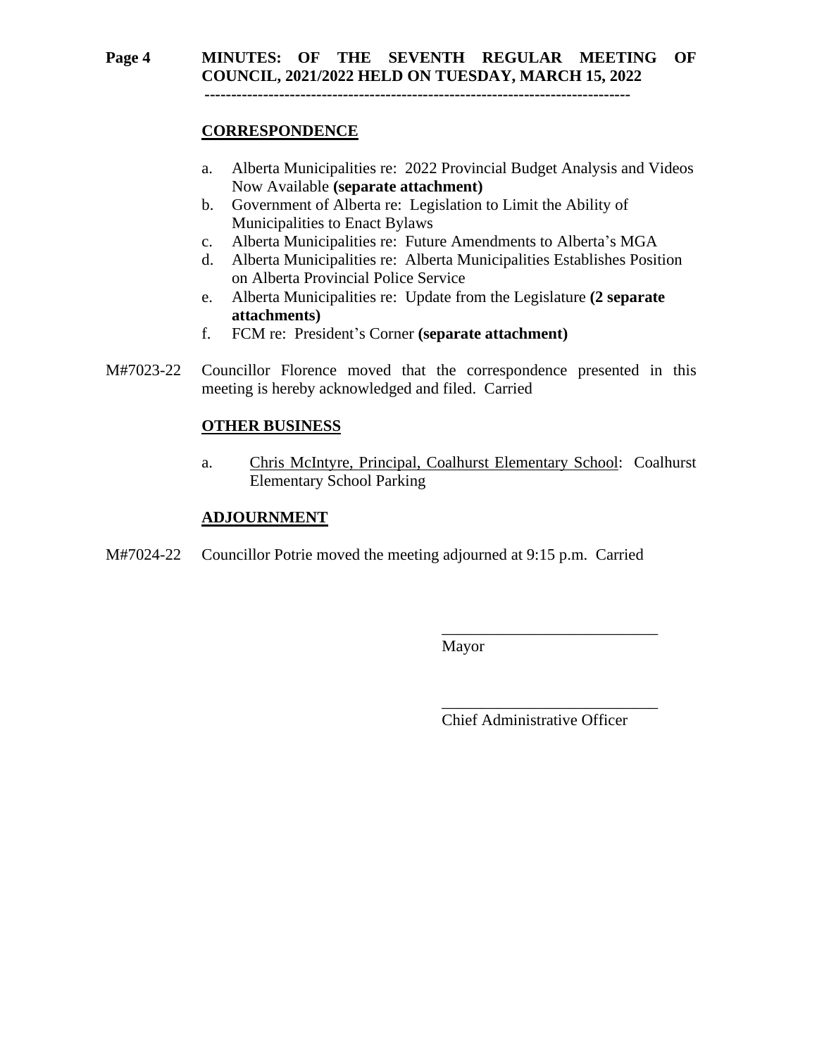## CORRESPONDENCE

a. Alberta Municipalities re: 2022 Provincial Budget Analysis and Videos Now Available **(separate attachment)**
b. Government of Alberta re: Legislation to Limit the Ability of Municipalities to Enact Bylaws
c. Alberta Municipalities re: Future Amendments to Alberta's MGA
d. Alberta Municipalities re: Alberta Municipalities Establishes Position on Alberta Provincial Police Service
e. Alberta Municipalities re: Update from the Legislature **(2 separate attachments)**
f. FCM re: President's Corner **(separate attachment)**

M#7023-22 Councillor Florence moved that the correspondence presented in this meeting is hereby acknowledged and filed. Carried

## OTHER BUSINESS

a. Chris McIntyre, Principal, Coalhurst Elementary School: Coalhurst Elementary School Parking

## ADJOURNMENT

M#7024-22 Councillor Potrie moved the meeting adjourned at 9:15 p.m. Carried

___________________________
Mayor

___________________________
Chief Administrative Officer